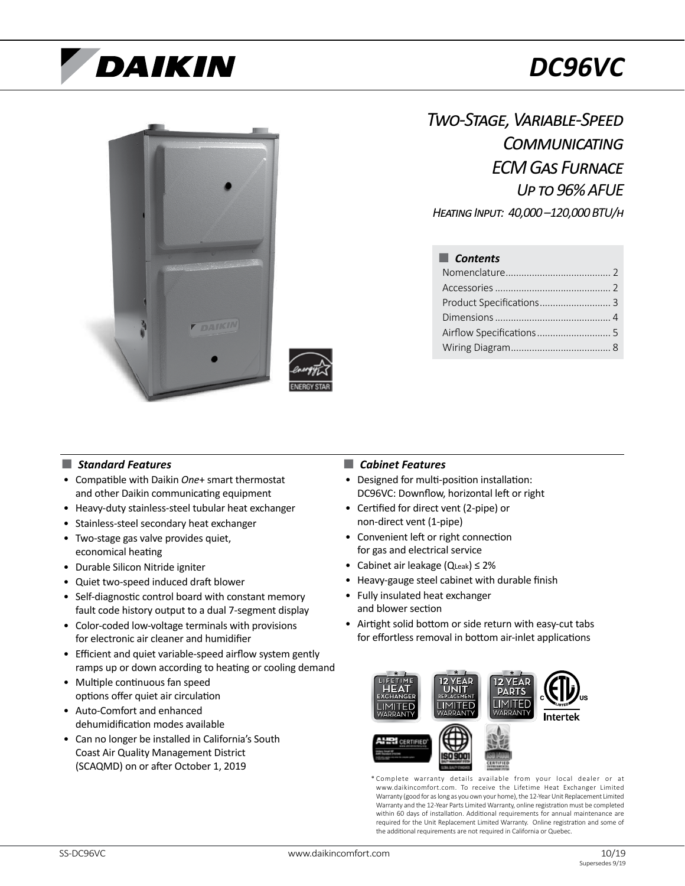# DAIKIN

# DC96VC

## *Two-Stage, Variable-Speed Communicating ECM Gas Furnace*

### *Up to 96% AFUE*

*Heating Input: 40,000 –120,000 BTU/h*

### *Contents*

- Nomenclature........................................ 2
- Accessories ........................................... 2
- Product Specifications........................... 3
- Dimensions ............................................ 4
- Airflow Specifications............................ 5
- Wiring Diagram...................................... 8

### *Standard Features*

- Compatible with Daikin *One*+ smart thermostat and other Daikin communicating equipment
- Heavy-duty stainless-steel tubular heat exchanger
- Stainless-steel secondary heat exchanger
- Two-stage gas valve provides quiet, economical heating
- Durable Silicon Nitride igniter
- Quiet two-speed induced draft blower
- Self-diagnostic control board with constant memory fault code history output to a dual 7-segment display
- Color-coded low-voltage terminals with provisions for electronic air cleaner and humidifier
- Efficient and quiet variable-speed airflow system gently ramps up or down according to heating or cooling demand
- Multiple continuous fan speed options offer quiet air circulation
- Auto-Comfort and enhanced dehumidification modes available
- Can no longer be installed in California's South Coast Air Quality Management District (SCAQMD) on or after October 1, 2019

### *Cabinet Features*

- Designed for multi-position installation: DC96VC: Downflow, horizontal left or right
- Certified for direct vent (2-pipe) or non-direct vent (1-pipe)
- Convenient left or right connection for gas and electrical service
- Cabinet air leakage ($Q_{Leak}$) ≤ 2%
- Heavy-gauge steel cabinet with durable finish
- Fully insulated heat exchanger and blower section
- Airtight solid bottom or side return with easy-cut tabs for effortless removal in bottom air-inlet applications

\* Complete warranty details available from your local dealer or at www.daikincomfort.com. To receive the Lifetime Heat Exchanger Limited Warranty (good for as long as you own your home), the 12-Year Unit Replacement Limited Warranty and the 12-Year Parts Limited Warranty, online registration must be completed within 60 days of installation. Additional requirements for annual maintenance are required for the Unit Replacement Limited Warranty. Online registration and some of the additional requirements are not required in California or Quebec.

SS-DC96VC www.daikincomfort.com 10/19 Supersedes 9/19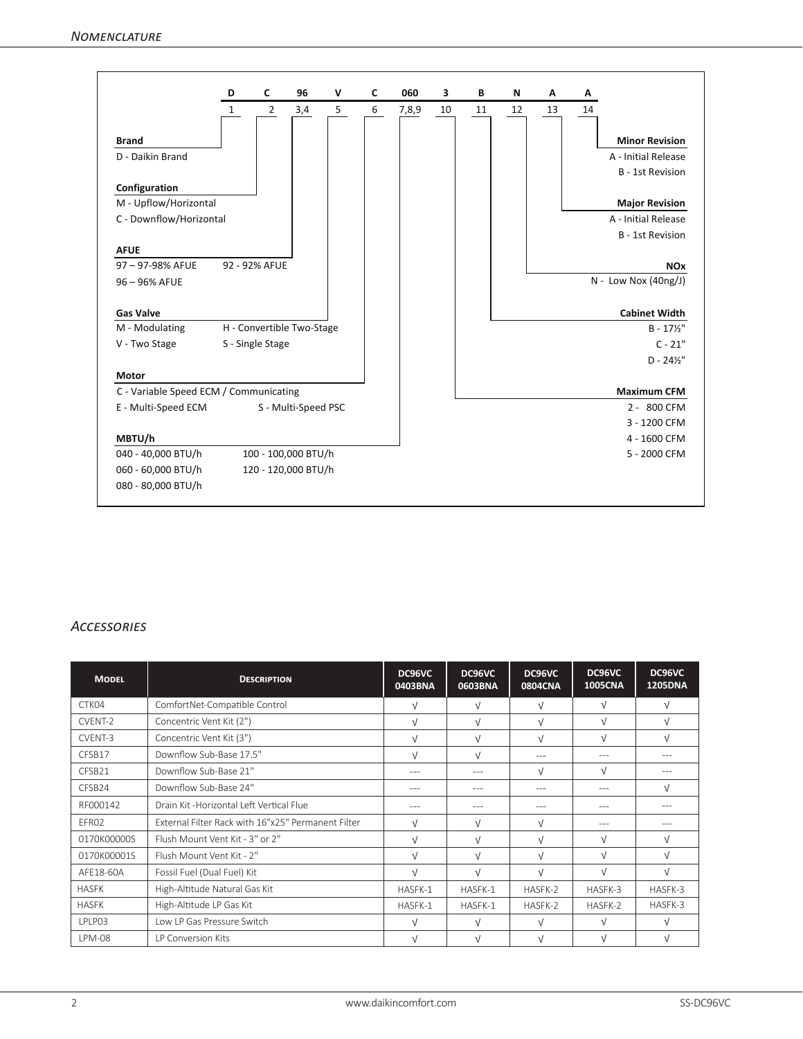## Nomenclature

| D | C | 96 | V | C | 060 | 3 | B | N | A | A |
|---|---|---|---|---|---|---|---|---|---|---|
| 1 | 2 | 3,4 | 5 | 6 | 7,8,9 | 10 | 11 | 12 | 13 | 14 |

**Brand**
D - Daikin Brand

**Configuration**
M - Upflow/Horizontal
C - Downflow/Horizontal

**AFUE**
97 – 97-98% AFUE
92 - 92% AFUE
96 – 96% AFUE

**Gas Valve**
M - Modulating
H - Convertible Two-Stage
V - Two Stage
S - Single Stage

**Motor**
C - Variable Speed ECM / Communicating
E - Multi-Speed ECM
S - Multi-Speed PSC

**MBTU/h**
040 - 40,000 BTU/h
100 - 100,000 BTU/h
060 - 60,000 BTU/h
120 - 120,000 BTU/h
080 - 80,000 BTU/h

**Minor Revision**
A - Initial Release
B - 1st Revision

**Major Revision**
A - Initial Release
B - 1st Revision

**NOx**
N - Low Nox (40ng/J)

**Cabinet Width**
B - 17½"
C - 21"
D - 24½"

**Maximum CFM**
2 - 800 CFM
3 - 1200 CFM
4 - 1600 CFM
5 - 2000 CFM

## Accessories

| Model | Description | DC96VC 0403BNA | DC96VC 0603BNA | DC96VC 0804CNA | DC96VC 1005CNA | DC96VC 1205DNA |
|---|---|---|---|---|---|---|
| CTK04 | ComfortNet-Compatible Control | √ | √ | √ | √ | √ |
| CVENT-2 | Concentric Vent Kit (2") | √ | √ | √ | √ | √ |
| CVENT-3 | Concentric Vent Kit (3") | √ | √ | √ | √ | √ |
| CFSB17 | Downflow Sub-Base 17.5" | √ | √ | --- | --- | --- |
| CFSB21 | Downflow Sub-Base 21" | --- | --- | √ | √ | --- |
| CFSB24 | Downflow Sub-Base 24" | --- | --- | --- | --- | √ |
| RF000142 | Drain Kit -Horizontal Left Vertical Flue | --- | --- | --- | --- | --- |
| EFR02 | External Filter Rack with 16"x25" Permanent Filter | √ | √ | √ | --- | --- |
| 0170K00000S | Flush Mount Vent Kit - 3" or 2" | √ | √ | √ | √ | √ |
| 0170K00001S | Flush Mount Vent Kit - 2" | √ | √ | √ | √ | √ |
| AFE18-60A | Fossil Fuel (Dual Fuel) Kit | √ | √ | √ | √ | √ |
| HASFK | High-Altitude Natural Gas Kit | HASFK-1 | HASFK-1 | HASFK-2 | HASFK-3 | HASFK-3 |
| HASFK | High-Altitude LP Gas Kit | HASFK-1 | HASFK-1 | HASFK-2 | HASFK-2 | HASFK-3 |
| LPLP03 | Low LP Gas Pressure Switch | √ | √ | √ | √ | √ |
| LPM-08 | LP Conversion Kits | √ | √ | √ | √ | √ |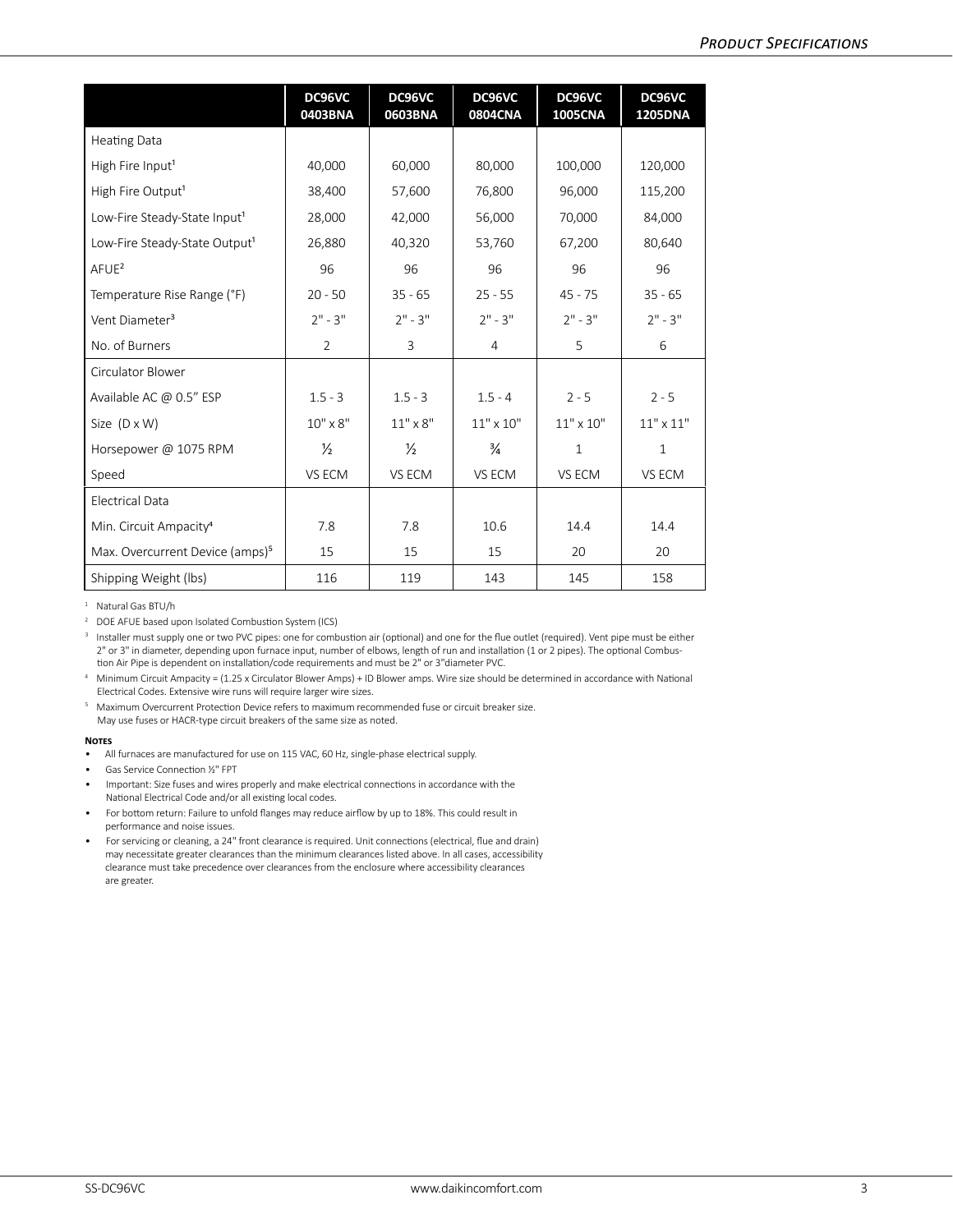## Product Specifications

| | DC96VC 0403BNA | DC96VC 0603BNA | DC96VC 0804CNA | DC96VC 1005CNA | DC96VC 1205DNA |
|---|---|---|---|---|---|
| Heating Data | | | | | |
| High Fire Input[1] | 40,000 | 60,000 | 80,000 | 100,000 | 120,000 |
| High Fire Output[1] | 38,400 | 57,600 | 76,800 | 96,000 | 115,200 |
| Low-Fire Steady-State Input[1] | 28,000 | 42,000 | 56,000 | 70,000 | 84,000 |
| Low-Fire Steady-State Output[1] | 26,880 | 40,320 | 53,760 | 67,200 | 80,640 |
| AFUE[2] | 96 | 96 | 96 | 96 | 96 |
| Temperature Rise Range (°F) | 20 - 50 | 35 - 65 | 25 - 55 | 45 - 75 | 35 - 65 |
| Vent Diameter[3] | 2" - 3" | 2" - 3" | 2" - 3" | 2" - 3" | 2" - 3" |
| No. of Burners | 2 | 3 | 4 | 5 | 6 |
| Circulator Blower | | | | | |
| Available AC @ 0.5" ESP | 1.5 - 3 | 1.5 - 3 | 1.5 - 4 | 2 - 5 | 2 - 5 |
| Size (D x W) | 10" x 8" | 11" x 8" | 11" x 10" | 11" x 10" | 11" x 11" |
| Horsepower @ 1075 RPM | ½ | ½ | ¾ | 1 | 1 |
| Speed | VS ECM | VS ECM | VS ECM | VS ECM | VS ECM |
| Electrical Data | | | | | |
| Min. Circuit Ampacity[4] | 7.8 | 7.8 | 10.6 | 14.4 | 14.4 |
| Max. Overcurrent Device (amps)[5] | 15 | 15 | 15 | 20 | 20 |
| Shipping Weight (lbs) | 116 | 119 | 143 | 145 | 158 |

[1] Natural Gas BTU/h

[2] DOE AFUE based upon Isolated Combustion System (ICS)

[3] Installer must supply one or two PVC pipes: one for combustion air (optional) and one for the flue outlet (required). Vent pipe must be either 2" or 3" in diameter, depending upon furnace input, number of elbows, length of run and installation (1 or 2 pipes). The optional Combustion Air Pipe is dependent on installation/code requirements and must be 2" or 3"diameter PVC.

[4] Minimum Circuit Ampacity = (1.25 x Circulator Blower Amps) + ID Blower amps. Wire size should be determined in accordance with National Electrical Codes. Extensive wire runs will require larger wire sizes.

[5] Maximum Overcurrent Protection Device refers to maximum recommended fuse or circuit breaker size. May use fuses or HACR-type circuit breakers of the same size as noted.

**Notes**

- All furnaces are manufactured for use on 115 VAC, 60 Hz, single-phase electrical supply.
- Gas Service Connection ½" FPT
- Important: Size fuses and wires properly and make electrical connections in accordance with the National Electrical Code and/or all existing local codes.
- For bottom return: Failure to unfold flanges may reduce airflow by up to 18%. This could result in performance and noise issues.
- For servicing or cleaning, a 24" front clearance is required. Unit connections (electrical, flue and drain) may necessitate greater clearances than the minimum clearances listed above. In all cases, accessibility clearance must take precedence over clearances from the enclosure where accessibility clearances are greater.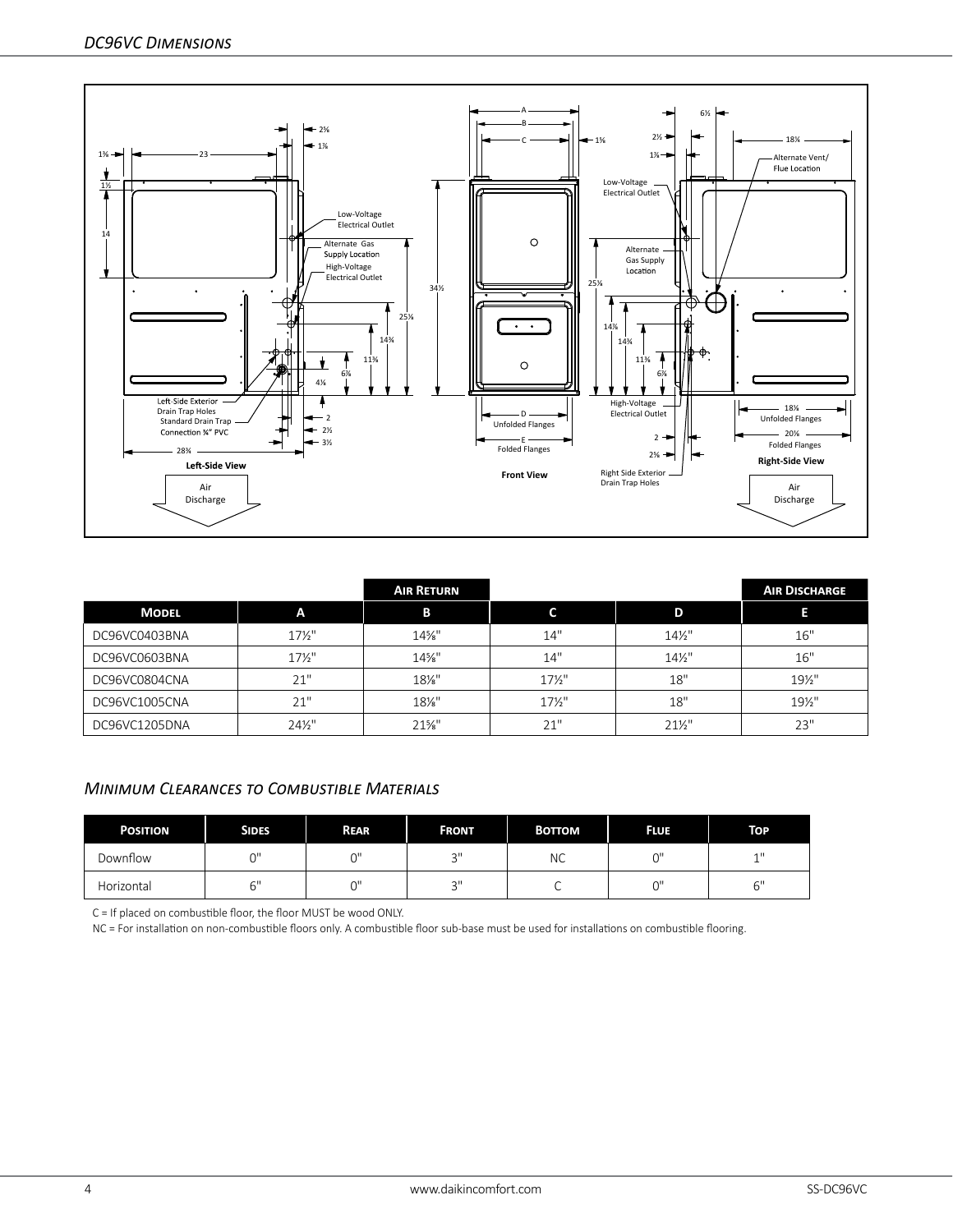## DC96VC Dimensions

| | | Air Return | | | Air Discharge |
|---|---|---|---|---|---|
| **Model** | **A** | **B** | **C** | **D** | **E** |
| DC96VC0403BNA | 17½" | 14⅝" | 14" | 14½" | 16" |
| DC96VC0603BNA | 17½" | 14⅝" | 14" | 14½" | 16" |
| DC96VC0804CNA | 21" | 18⅛" | 17½" | 18" | 19½" |
| DC96VC1005CNA | 21" | 18⅛" | 17½" | 18" | 19½" |
| DC96VC1205DNA | 24½" | 21⅝" | 21" | 21½" | 23" |

## Minimum Clearances to Combustible Materials

| Position | Sides | Rear | Front | Bottom | Flue | Top |
|---|---|---|---|---|---|---|
| Downflow | 0" | 0" | 3" | NC | 0" | 1" |
| Horizontal | 6" | 0" | 3" | C | 0" | 6" |

C = If placed on combustible floor, the floor MUST be wood ONLY.

NC = For installation on non-combustible floors only. A combustible floor sub-base must be used for installations on combustible flooring.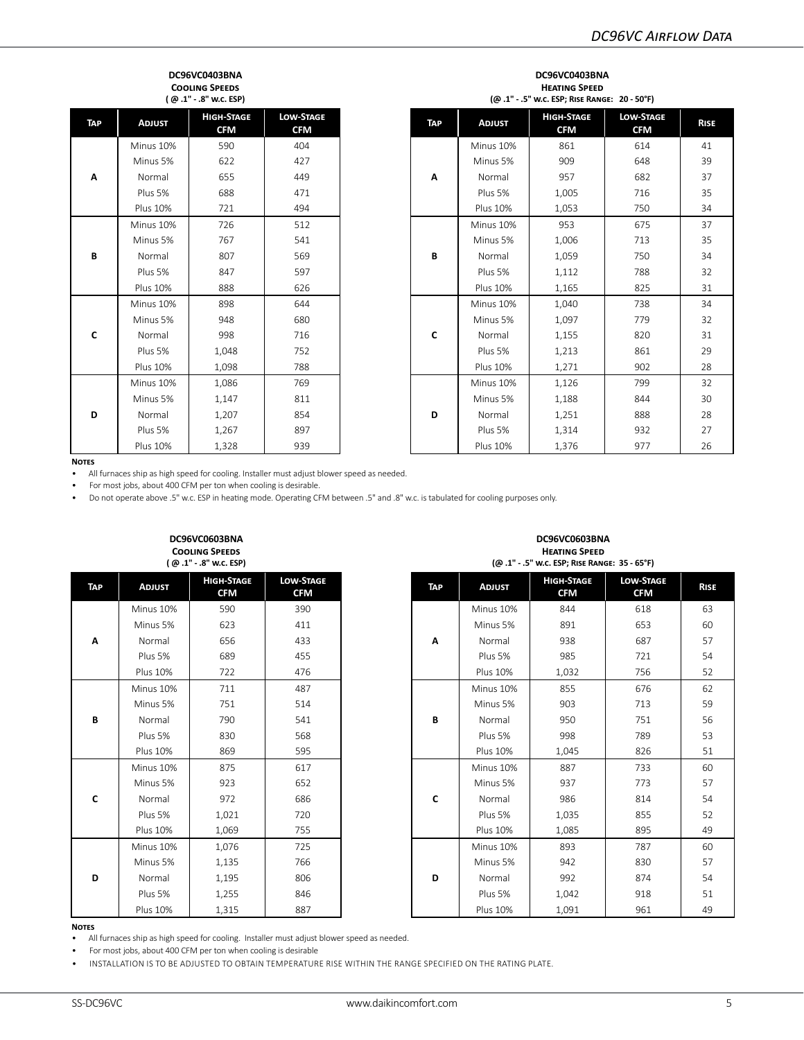## DC96VC0403BNA Cooling Speeds ( @ .1" - .8" w.c. ESP)

| Tap | Adjust | High-Stage CFM | Low-Stage CFM |
|---|---|---|---|
| A | Minus 10% | 590 | 404 |
| | Minus 5% | 622 | 427 |
| | Normal | 655 | 449 |
| | Plus 5% | 688 | 471 |
| | Plus 10% | 721 | 494 |
| B | Minus 10% | 726 | 512 |
| | Minus 5% | 767 | 541 |
| | Normal | 807 | 569 |
| | Plus 5% | 847 | 597 |
| | Plus 10% | 888 | 626 |
| C | Minus 10% | 898 | 644 |
| | Minus 5% | 948 | 680 |
| | Normal | 998 | 716 |
| | Plus 5% | 1,048 | 752 |
| | Plus 10% | 1,098 | 788 |
| D | Minus 10% | 1,086 | 769 |
| | Minus 5% | 1,147 | 811 |
| | Normal | 1,207 | 854 |
| | Plus 5% | 1,267 | 897 |
| | Plus 10% | 1,328 | 939 |

## DC96VC0403BNA Heating Speed (@ .1" - .5" w.c. ESP; Rise Range: 20 - 50°F)

| Tap | Adjust | High-Stage CFM | Low-Stage CFM | Rise |
|---|---|---|---|---|
| A | Minus 10% | 861 | 614 | 41 |
| | Minus 5% | 909 | 648 | 39 |
| | Normal | 957 | 682 | 37 |
| | Plus 5% | 1,005 | 716 | 35 |
| | Plus 10% | 1,053 | 750 | 34 |
| B | Minus 10% | 953 | 675 | 37 |
| | Minus 5% | 1,006 | 713 | 35 |
| | Normal | 1,059 | 750 | 34 |
| | Plus 5% | 1,112 | 788 | 32 |
| | Plus 10% | 1,165 | 825 | 31 |
| C | Minus 10% | 1,040 | 738 | 34 |
| | Minus 5% | 1,097 | 779 | 32 |
| | Normal | 1,155 | 820 | 31 |
| | Plus 5% | 1,213 | 861 | 29 |
| | Plus 10% | 1,271 | 902 | 28 |
| D | Minus 10% | 1,126 | 799 | 32 |
| | Minus 5% | 1,188 | 844 | 30 |
| | Normal | 1,251 | 888 | 28 |
| | Plus 5% | 1,314 | 932 | 27 |
| | Plus 10% | 1,376 | 977 | 26 |

**Notes**

- All furnaces ship as high speed for cooling. Installer must adjust blower speed as needed.
- For most jobs, about 400 CFM per ton when cooling is desirable.
- Do not operate above .5" w.c. ESP in heating mode. Operating CFM between .5" and .8" w.c. is tabulated for cooling purposes only.

## DC96VC0603BNA Cooling Speeds ( @ .1" - .8" w.c. ESP)

| Tap | Adjust | High-Stage CFM | Low-Stage CFM |
|---|---|---|---|
| A | Minus 10% | 590 | 390 |
| | Minus 5% | 623 | 411 |
| | Normal | 656 | 433 |
| | Plus 5% | 689 | 455 |
| | Plus 10% | 722 | 476 |
| B | Minus 10% | 711 | 487 |
| | Minus 5% | 751 | 514 |
| | Normal | 790 | 541 |
| | Plus 5% | 830 | 568 |
| | Plus 10% | 869 | 595 |
| C | Minus 10% | 875 | 617 |
| | Minus 5% | 923 | 652 |
| | Normal | 972 | 686 |
| | Plus 5% | 1,021 | 720 |
| | Plus 10% | 1,069 | 755 |
| D | Minus 10% | 1,076 | 725 |
| | Minus 5% | 1,135 | 766 |
| | Normal | 1,195 | 806 |
| | Plus 5% | 1,255 | 846 |
| | Plus 10% | 1,315 | 887 |

## DC96VC0603BNA Heating Speed (@ .1" - .5" w.c. ESP; Rise Range: 35 - 65°F)

| Tap | Adjust | High-Stage CFM | Low-Stage CFM | Rise |
|---|---|---|---|---|
| A | Minus 10% | 844 | 618 | 63 |
| | Minus 5% | 891 | 653 | 60 |
| | Normal | 938 | 687 | 57 |
| | Plus 5% | 985 | 721 | 54 |
| | Plus 10% | 1,032 | 756 | 52 |
| B | Minus 10% | 855 | 676 | 62 |
| | Minus 5% | 903 | 713 | 59 |
| | Normal | 950 | 751 | 56 |
| | Plus 5% | 998 | 789 | 53 |
| | Plus 10% | 1,045 | 826 | 51 |
| C | Minus 10% | 887 | 733 | 60 |
| | Minus 5% | 937 | 773 | 57 |
| | Normal | 986 | 814 | 54 |
| | Plus 5% | 1,035 | 855 | 52 |
| | Plus 10% | 1,085 | 895 | 49 |
| D | Minus 10% | 893 | 787 | 60 |
| | Minus 5% | 942 | 830 | 57 |
| | Normal | 992 | 874 | 54 |
| | Plus 5% | 1,042 | 918 | 51 |
| | Plus 10% | 1,091 | 961 | 49 |

**Notes**

- All furnaces ship as high speed for cooling. Installer must adjust blower speed as needed.
- For most jobs, about 400 CFM per ton when cooling is desirable
- INSTALLATION IS TO BE ADJUSTED TO OBTAIN TEMPERATURE RISE WITHIN THE RANGE SPECIFIED ON THE RATING PLATE.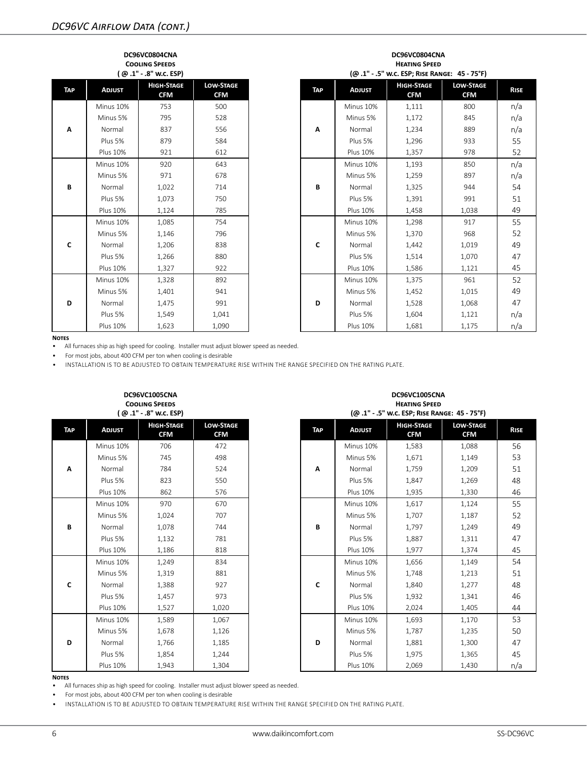## DC96VC Airflow Data (cont.)

**DC96VC0804CNA**
**Cooling Speeds**
**( @ .1" - .8" w.c. ESP)**

| Tap | Adjust | High-Stage CFM | Low-Stage CFM |
|---|---|---|---|
| A | Minus 10% | 753 | 500 |
| | Minus 5% | 795 | 528 |
| | Normal | 837 | 556 |
| | Plus 5% | 879 | 584 |
| | Plus 10% | 921 | 612 |
| B | Minus 10% | 920 | 643 |
| | Minus 5% | 971 | 678 |
| | Normal | 1,022 | 714 |
| | Plus 5% | 1,073 | 750 |
| | Plus 10% | 1,124 | 785 |
| C | Minus 10% | 1,085 | 754 |
| | Minus 5% | 1,146 | 796 |
| | Normal | 1,206 | 838 |
| | Plus 5% | 1,266 | 880 |
| | Plus 10% | 1,327 | 922 |
| D | Minus 10% | 1,328 | 892 |
| | Minus 5% | 1,401 | 941 |
| | Normal | 1,475 | 991 |
| | Plus 5% | 1,549 | 1,041 |
| | Plus 10% | 1,623 | 1,090 |

**DC96VC0804CNA**
**Heating Speed**
**(@ .1" - .5" w.c. ESP; Rise Range: 45 - 75°F)**

| Tap | Adjust | High-Stage CFM | Low-Stage CFM | Rise |
|---|---|---|---|---|
| A | Minus 10% | 1,111 | 800 | n/a |
| | Minus 5% | 1,172 | 845 | n/a |
| | Normal | 1,234 | 889 | n/a |
| | Plus 5% | 1,296 | 933 | 55 |
| | Plus 10% | 1,357 | 978 | 52 |
| B | Minus 10% | 1,193 | 850 | n/a |
| | Minus 5% | 1,259 | 897 | n/a |
| | Normal | 1,325 | 944 | 54 |
| | Plus 5% | 1,391 | 991 | 51 |
| | Plus 10% | 1,458 | 1,038 | 49 |
| C | Minus 10% | 1,298 | 917 | 55 |
| | Minus 5% | 1,370 | 968 | 52 |
| | Normal | 1,442 | 1,019 | 49 |
| | Plus 5% | 1,514 | 1,070 | 47 |
| | Plus 10% | 1,586 | 1,121 | 45 |
| D | Minus 10% | 1,375 | 961 | 52 |
| | Minus 5% | 1,452 | 1,015 | 49 |
| | Normal | 1,528 | 1,068 | 47 |
| | Plus 5% | 1,604 | 1,121 | n/a |
| | Plus 10% | 1,681 | 1,175 | n/a |

**Notes**

- All furnaces ship as high speed for cooling. Installer must adjust blower speed as needed.
- For most jobs, about 400 CFM per ton when cooling is desirable
- INSTALLATION IS TO BE ADJUSTED TO OBTAIN TEMPERATURE RISE WITHIN THE RANGE SPECIFIED ON THE RATING PLATE.

**DC96VC1005CNA**
**Cooling Speeds**
**( @ .1" - .8" w.c. ESP)**

| Tap | Adjust | High-Stage CFM | Low-Stage CFM |
|---|---|---|---|
| A | Minus 10% | 706 | 472 |
| | Minus 5% | 745 | 498 |
| | Normal | 784 | 524 |
| | Plus 5% | 823 | 550 |
| | Plus 10% | 862 | 576 |
| B | Minus 10% | 970 | 670 |
| | Minus 5% | 1,024 | 707 |
| | Normal | 1,078 | 744 |
| | Plus 5% | 1,132 | 781 |
| | Plus 10% | 1,186 | 818 |
| C | Minus 10% | 1,249 | 834 |
| | Minus 5% | 1,319 | 881 |
| | Normal | 1,388 | 927 |
| | Plus 5% | 1,457 | 973 |
| | Plus 10% | 1,527 | 1,020 |
| D | Minus 10% | 1,589 | 1,067 |
| | Minus 5% | 1,678 | 1,126 |
| | Normal | 1,766 | 1,185 |
| | Plus 5% | 1,854 | 1,244 |
| | Plus 10% | 1,943 | 1,304 |

**DC96VC1005CNA**
**Heating Speed**
**(@ .1" - .5" w.c. ESP; Rise Range: 45 - 75°F)**

| Tap | Adjust | High-Stage CFM | Low-Stage CFM | Rise |
|---|---|---|---|---|
| A | Minus 10% | 1,583 | 1,088 | 56 |
| | Minus 5% | 1,671 | 1,149 | 53 |
| | Normal | 1,759 | 1,209 | 51 |
| | Plus 5% | 1,847 | 1,269 | 48 |
| | Plus 10% | 1,935 | 1,330 | 46 |
| B | Minus 10% | 1,617 | 1,124 | 55 |
| | Minus 5% | 1,707 | 1,187 | 52 |
| | Normal | 1,797 | 1,249 | 49 |
| | Plus 5% | 1,887 | 1,311 | 47 |
| | Plus 10% | 1,977 | 1,374 | 45 |
| C | Minus 10% | 1,656 | 1,149 | 54 |
| | Minus 5% | 1,748 | 1,213 | 51 |
| | Normal | 1,840 | 1,277 | 48 |
| | Plus 5% | 1,932 | 1,341 | 46 |
| | Plus 10% | 2,024 | 1,405 | 44 |
| D | Minus 10% | 1,693 | 1,170 | 53 |
| | Minus 5% | 1,787 | 1,235 | 50 |
| | Normal | 1,881 | 1,300 | 47 |
| | Plus 5% | 1,975 | 1,365 | 45 |
| | Plus 10% | 2,069 | 1,430 | n/a |

**Notes**

- All furnaces ship as high speed for cooling. Installer must adjust blower speed as needed.
- For most jobs, about 400 CFM per ton when cooling is desirable
- INSTALLATION IS TO BE ADJUSTED TO OBTAIN TEMPERATURE RISE WITHIN THE RANGE SPECIFIED ON THE RATING PLATE.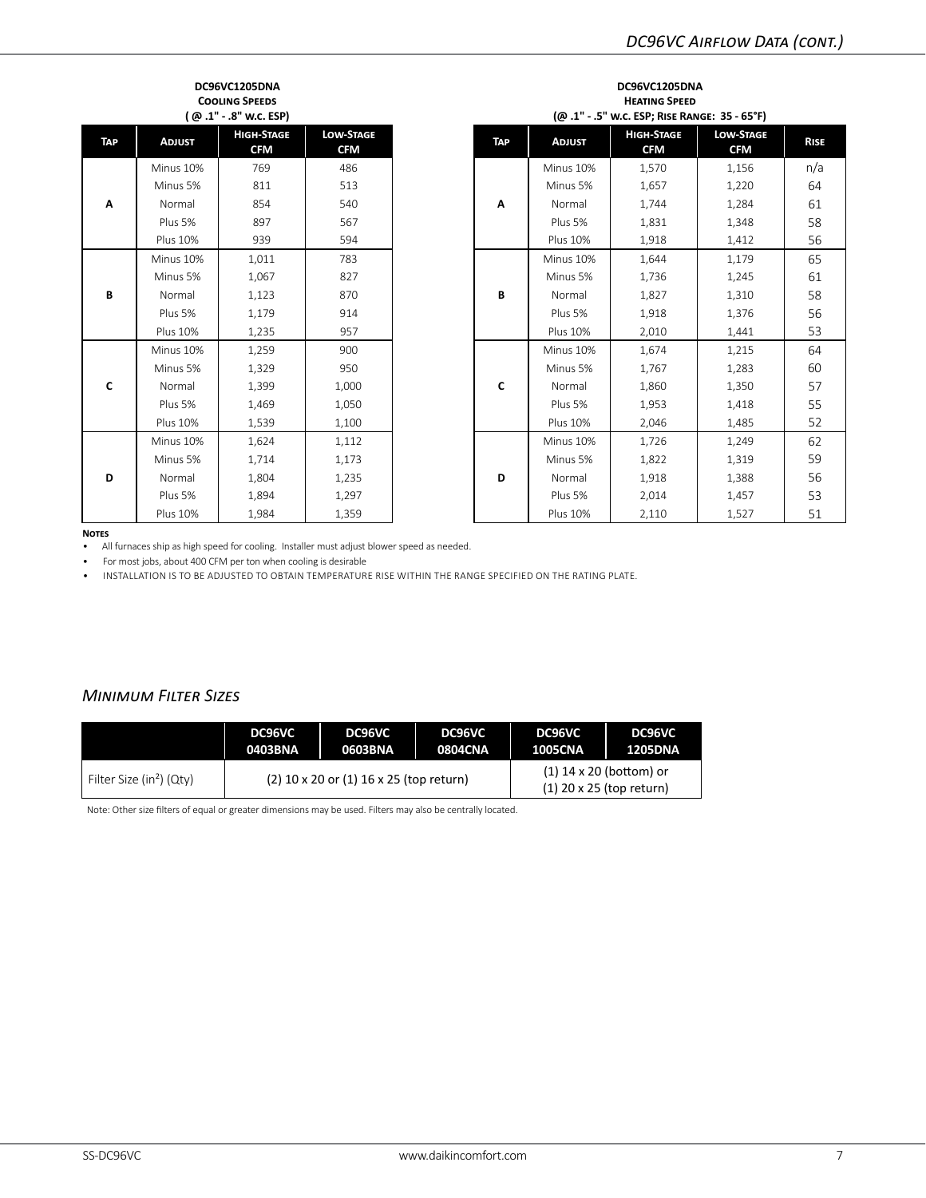## DC96VC Airflow Data (cont.)

**DC96VC1205DNA**
**Cooling Speeds**
**( @ .1" - .8" w.c. ESP)**

| Tap | Adjust | High-Stage CFM | Low-Stage CFM |
|---|---|---|---|
| A | Minus 10% | 769 | 486 |
| | Minus 5% | 811 | 513 |
| | Normal | 854 | 540 |
| | Plus 5% | 897 | 567 |
| | Plus 10% | 939 | 594 |
| B | Minus 10% | 1,011 | 783 |
| | Minus 5% | 1,067 | 827 |
| | Normal | 1,123 | 870 |
| | Plus 5% | 1,179 | 914 |
| | Plus 10% | 1,235 | 957 |
| C | Minus 10% | 1,259 | 900 |
| | Minus 5% | 1,329 | 950 |
| | Normal | 1,399 | 1,000 |
| | Plus 5% | 1,469 | 1,050 |
| | Plus 10% | 1,539 | 1,100 |
| D | Minus 10% | 1,624 | 1,112 |
| | Minus 5% | 1,714 | 1,173 |
| | Normal | 1,804 | 1,235 |
| | Plus 5% | 1,894 | 1,297 |
| | Plus 10% | 1,984 | 1,359 |

**DC96VC1205DNA**
**Heating Speed**
**(@ .1" - .5" w.c. ESP; Rise Range: 35 - 65°F)**

| Tap | Adjust | High-Stage CFM | Low-Stage CFM | Rise |
|---|---|---|---|---|
| A | Minus 10% | 1,570 | 1,156 | n/a |
| | Minus 5% | 1,657 | 1,220 | 64 |
| | Normal | 1,744 | 1,284 | 61 |
| | Plus 5% | 1,831 | 1,348 | 58 |
| | Plus 10% | 1,918 | 1,412 | 56 |
| B | Minus 10% | 1,644 | 1,179 | 65 |
| | Minus 5% | 1,736 | 1,245 | 61 |
| | Normal | 1,827 | 1,310 | 58 |
| | Plus 5% | 1,918 | 1,376 | 56 |
| | Plus 10% | 2,010 | 1,441 | 53 |
| C | Minus 10% | 1,674 | 1,215 | 64 |
| | Minus 5% | 1,767 | 1,283 | 60 |
| | Normal | 1,860 | 1,350 | 57 |
| | Plus 5% | 1,953 | 1,418 | 55 |
| | Plus 10% | 2,046 | 1,485 | 52 |
| D | Minus 10% | 1,726 | 1,249 | 62 |
| | Minus 5% | 1,822 | 1,319 | 59 |
| | Normal | 1,918 | 1,388 | 56 |
| | Plus 5% | 2,014 | 1,457 | 53 |
| | Plus 10% | 2,110 | 1,527 | 51 |

**Notes**

- All furnaces ship as high speed for cooling. Installer must adjust blower speed as needed.
- For most jobs, about 400 CFM per ton when cooling is desirable
- INSTALLATION IS TO BE ADJUSTED TO OBTAIN TEMPERATURE RISE WITHIN THE RANGE SPECIFIED ON THE RATING PLATE.

## *Minimum Filter Sizes*

| | DC96VC 0403BNA | DC96VC 0603BNA | DC96VC 0804CNA | DC96VC 1005CNA | DC96VC 1205DNA |
|---|---|---|---|---|---|
| Filter Size (in²) (Qty) | (2) 10 x 20 or (1) 16 x 25 (top return) | | | (1) 14 x 20 (bottom) or (1) 20 x 25 (top return) | |

Note: Other size filters of equal or greater dimensions may be used. Filters may also be centrally located.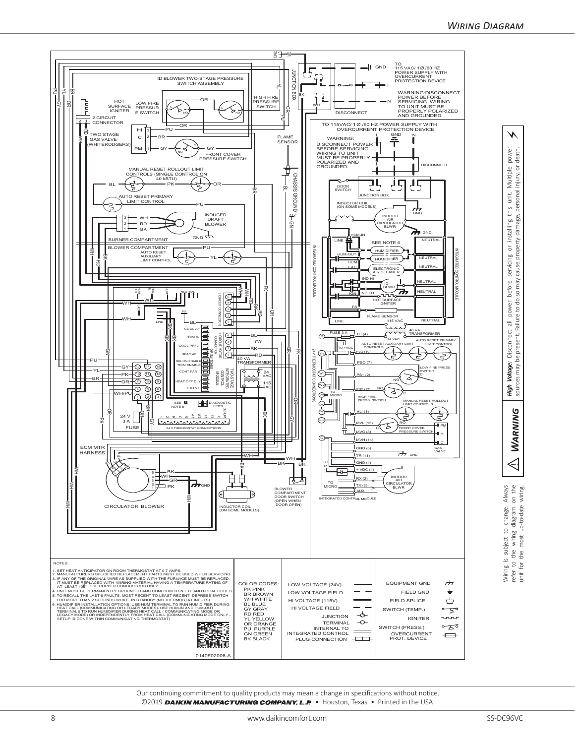# Wiring Diagram

NOTES:

1. SET HEAT ANTICIPATOR ON ROOM THERMOSTAT AT 0.7 AMPS.
2. MANUFACTURER'S SPECIFIED REPLACEMENT PARTS MUST BE USED WHEN SERVICING.
3. IF ANY OF THE ORIGINAL WIRE AS SUPPLIED WITH THE FURNACE MUST BE REPLACED, IT MUST BE REPLACED WITH WIRING MATERIAL HAVING A TEMPERATURE RATING OF AT LEAST 105°C. USE COPPER CONDUCTORS ONLY.
4. UNIT MUST BE PERMANENTLY GROUNDED AND CONFORM TO N.E.C. AND LOCAL CODES.
5. TO RECALL THE LAST 6 FAULTS, MOST RECENT TO LEAST RECENT, DEPRESS SWITCH FOR MORE THAN 2 SECONDS WHILE IN STANDBY (NO THERMOSTAT INPUTS)
6. HUMIDIFIER INSTALLATION OPTIONS: USE HUM TERMINAL TO RUN HUMIDIFIER DURING HEAT CALL (COMMUNICATING OR LEGACY MODES). USE HUM-IN AND HUM-OUT TERMINALS TO RUN HUMIDIFIER DURING HEAT CALL ( COMMUNICATING MODE OR LEGACY MODE) OR INDEPENDENTLY FROM HEAT CALL (COMMUNICATING MODE ONLY - SETUP IS DONE WITHIN COMMUNICATING THERMOSTAT)

COLOR CODES:
PK PINK
BR BROWN
WH WHITE
BL BLUE
GY GRAY
RD RED
YL YELLOW
OR ORANGE
PU PURPLE
GN GREEN
BK BLACK

LOW VOLTAGE (24V)
LOW VOLTAGE FIELD
HI VOLTAGE (115V)
HI VOLTAGE FIELD
JUNCTION
TERMINAL
INTERNAL TO INTEGRATED CONTROL
PLUG CONNECTION

EQUIPMENT GND
FIELD GND
FIELD SPLICE
SWITCH (TEMP.)
IGNITER
SWITCH (PRESS.)
OVERCURRENT PROT. DEVICE

0140F02006-A

**WARNING**

***High Voltage:*** Disconnect all power before servicing or installing this unit. Multiple power sources may be present. Failure to do so may cause property damage, personal injury, or death.

Wiring is subject to change. Always refer to the wiring diagram on the unit for the most up-to-date wiring.

Our continuing commitment to quality products may mean a change in specifications without notice.
©2019 **DAIKIN MANUFACTURING COMPANY, L.P.** • Houston, Texas • Printed in the USA

www.daikincomfort.com

SS-DC96VC